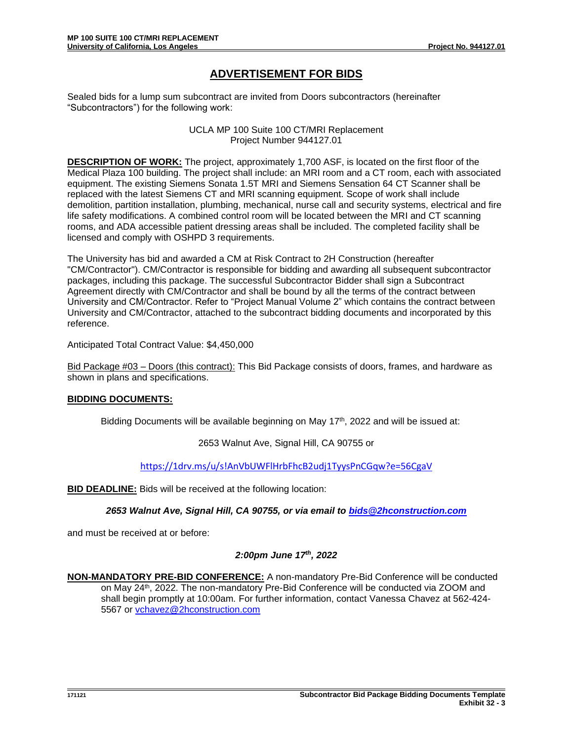# ADVERTISEMENT FOR BIDS

Sealed bids for a lump sum subcontract are invited from Doors subcontractors (hereinafter "Subcontractors") for the following work:

UCLA MP 100 Suite 100 CT/MRI Replacement
Project Number 944127.01

**DESCRIPTION OF WORK:** The project, approximately 1,700 ASF, is located on the first floor of the Medical Plaza 100 building. The project shall include: an MRI room and a CT room, each with associated equipment. The existing Siemens Sonata 1.5T MRI and Siemens Sensation 64 CT Scanner shall be replaced with the latest Siemens CT and MRI scanning equipment. Scope of work shall include demolition, partition installation, plumbing, mechanical, nurse call and security systems, electrical and fire life safety modifications. A combined control room will be located between the MRI and CT scanning rooms, and ADA accessible patient dressing areas shall be included. The completed facility shall be licensed and comply with OSHPD 3 requirements.

The University has bid and awarded a CM at Risk Contract to 2H Construction (hereafter "CM/Contractor"). CM/Contractor is responsible for bidding and awarding all subsequent subcontractor packages, including this package. The successful Subcontractor Bidder shall sign a Subcontract Agreement directly with CM/Contractor and shall be bound by all the terms of the contract between University and CM/Contractor. Refer to "Project Manual Volume 2" which contains the contract between University and CM/Contractor, attached to the subcontract bidding documents and incorporated by this reference.

Anticipated Total Contract Value: $4,450,000

Bid Package #03 – Doors (this contract): This Bid Package consists of doors, frames, and hardware as shown in plans and specifications.

**BIDDING DOCUMENTS:**

Bidding Documents will be available beginning on May 17th, 2022 and will be issued at:

2653 Walnut Ave, Signal Hill, CA 90755 or

https://1drv.ms/u/s!AnVbUWFlHrbFhcB2udj1TyysPnCGqw?e=56CgaV

**BID DEADLINE:** Bids will be received at the following location:

***2653 Walnut Ave, Signal Hill, CA 90755, or via email to bids@2hconstruction.com***

and must be received at or before:

***2:00pm June 17th, 2022***

**NON-MANDATORY PRE-BID CONFERENCE:** A non-mandatory Pre-Bid Conference will be conducted on May 24th, 2022. The non-mandatory Pre-Bid Conference will be conducted via ZOOM and shall begin promptly at 10:00am. For further information, contact Vanessa Chavez at 562-424-5567 or vchavez@2hconstruction.com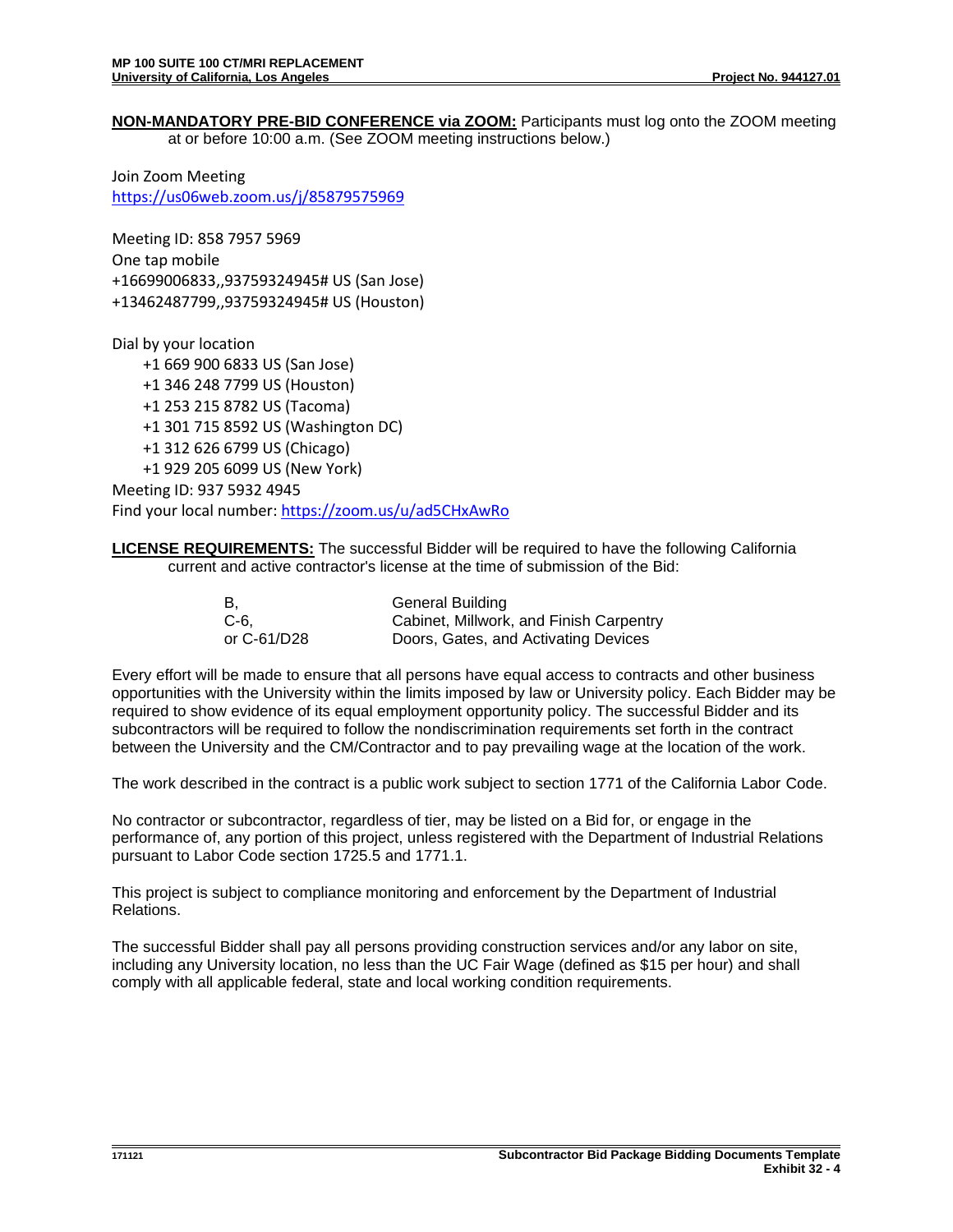**NON-MANDATORY PRE-BID CONFERENCE via ZOOM:** Participants must log onto the ZOOM meeting at or before 10:00 a.m. (See ZOOM meeting instructions below.)

Join Zoom Meeting
https://us06web.zoom.us/j/85879575969

Meeting ID: 858 7957 5969
One tap mobile
+16699006833,,93759324945# US (San Jose)
+13462487799,,93759324945# US (Houston)

Dial by your location
+1 669 900 6833 US (San Jose)
+1 346 248 7799 US (Houston)
+1 253 215 8782 US (Tacoma)
+1 301 715 8592 US (Washington DC)
+1 312 626 6799 US (Chicago)
+1 929 205 6099 US (New York)
Meeting ID: 937 5932 4945
Find your local number: https://zoom.us/u/ad5CHxAwRo

**LICENSE REQUIREMENTS:** The successful Bidder will be required to have the following California current and active contractor's license at the time of submission of the Bid:

| | |
|---|---|
| B, | General Building |
| C-6, | Cabinet, Millwork, and Finish Carpentry |
| or C-61/D28 | Doors, Gates, and Activating Devices |

Every effort will be made to ensure that all persons have equal access to contracts and other business opportunities with the University within the limits imposed by law or University policy. Each Bidder may be required to show evidence of its equal employment opportunity policy. The successful Bidder and its subcontractors will be required to follow the nondiscrimination requirements set forth in the contract between the University and the CM/Contractor and to pay prevailing wage at the location of the work.

The work described in the contract is a public work subject to section 1771 of the California Labor Code.

No contractor or subcontractor, regardless of tier, may be listed on a Bid for, or engage in the performance of, any portion of this project, unless registered with the Department of Industrial Relations pursuant to Labor Code section 1725.5 and 1771.1.

This project is subject to compliance monitoring and enforcement by the Department of Industrial Relations.

The successful Bidder shall pay all persons providing construction services and/or any labor on site, including any University location, no less than the UC Fair Wage (defined as $15 per hour) and shall comply with all applicable federal, state and local working condition requirements.